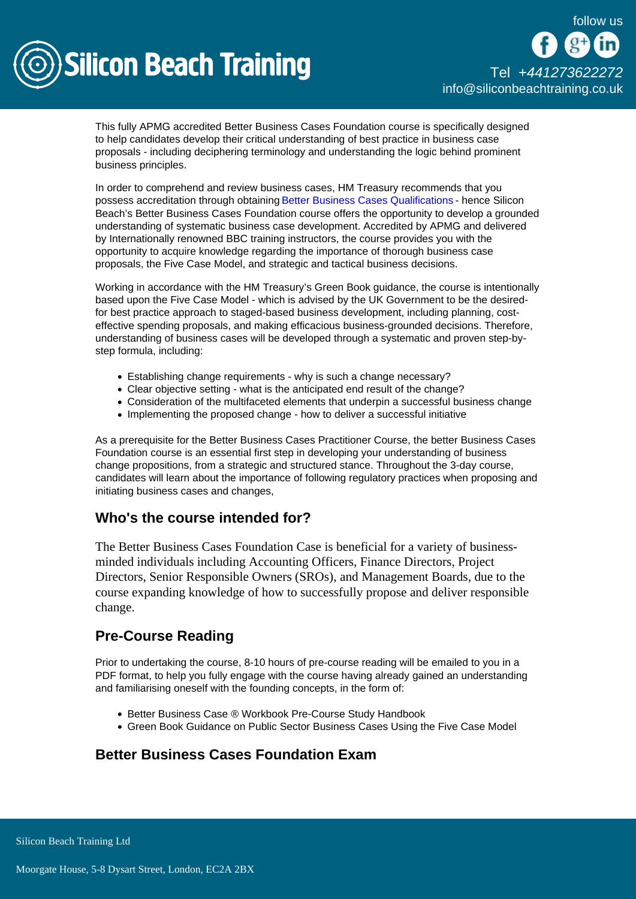This fully APMG accredited Better Business Cases Foundation course is specifically designed to help candidates develop their critical understanding of best practice in business case proposals - including deciphering terminology and understanding the logic behind prominent business principles.

In order to comprehend and review business cases, HM Treasury recommends that you possess accreditation through obtaining Better Business Cases Qualifications - hence Silicon Beach's Better Business Cases Foundation course offers the opportunity to develop a grounded understanding of systematic business case development. Accredited by APMG and delivered by Internationally renowned BBC training instructors, the course provides you with the opportunity to acquire knowledge regarding the importance of thorough business case proposals, the Five Case Model, and strategic and tactical business decisions.

Working in accordance with the HM Treasury's Green Book guidance, the course is intentionally based upon the Five Case Model - which is advised by the UK Government to be the desired-for best practice approach to staged-based business development, including planning, cost-effective spending proposals, and making efficacious business-grounded decisions. Therefore, understanding of business cases will be developed through a systematic and proven step-by-step formula, including:

- Establishing change requirements - why is such a change necessary?
- Clear objective setting - what is the anticipated end result of the change?
- Consideration of the multifaceted elements that underpin a successful business change
- Implementing the proposed change - how to deliver a successful initiative

As a prerequisite for the Better Business Cases Practitioner Course, the better Business Cases Foundation course is an essential first step in developing your understanding of business change propositions, from a strategic and structured stance. Throughout the 3-day course, candidates will learn about the importance of following regulatory practices when proposing and initiating business cases and changes,

## Who's the course intended for?

The Better Business Cases Foundation Case is beneficial for a variety of business-minded individuals including Accounting Officers, Finance Directors, Project Directors, Senior Responsible Owners (SROs), and Management Boards, due to the course expanding knowledge of how to successfully propose and deliver responsible change.

## Pre-Course Reading

Prior to undertaking the course, 8-10 hours of pre-course reading will be emailed to you in a PDF format, to help you fully engage with the course having already gained an understanding and familiarising oneself with the founding concepts, in the form of:

- Better Business Case ® Workbook Pre-Course Study Handbook
- Green Book Guidance on Public Sector Business Cases Using the Five Case Model

## Better Business Cases Foundation Exam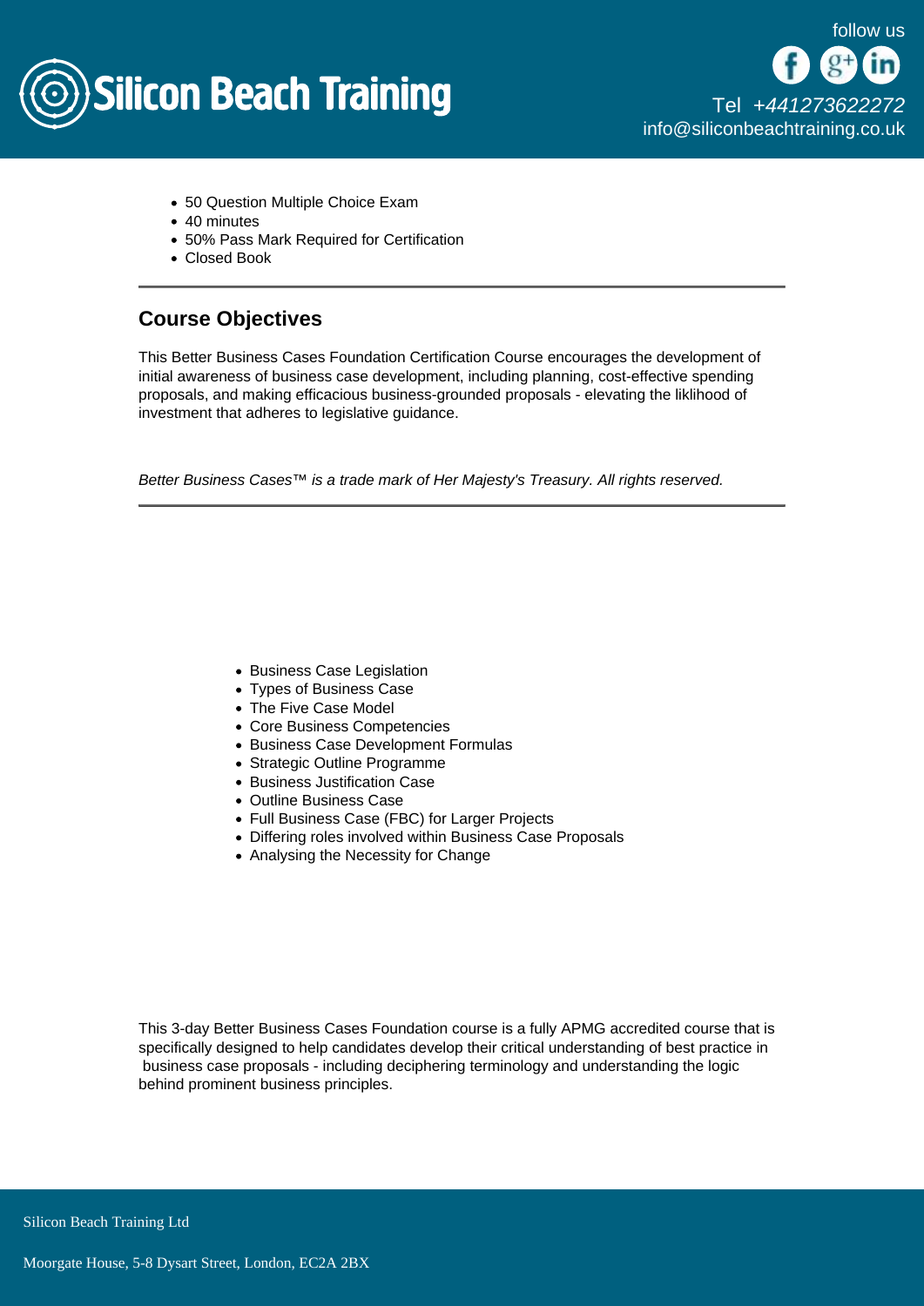- 50 Question Multiple Choice Exam
- 40 minutes
- 50% Pass Mark Required for Certification
- Closed Book

---

## Course Objectives

This Better Business Cases Foundation Certification Course encourages the development of initial awareness of business case development, including planning, cost-effective spending proposals, and making efficacious business-grounded proposals - elevating the liklihood of investment that adheres to legislative guidance.

*Better Business Cases™ is a trade mark of Her Majesty's Treasury. All rights reserved.*

---

- Business Case Legislation
- Types of Business Case
- The Five Case Model
- Core Business Competencies
- Business Case Development Formulas
- Strategic Outline Programme
- Business Justification Case
- Outline Business Case
- Full Business Case (FBC) for Larger Projects
- Differing roles involved within Business Case Proposals
- Analysing the Necessity for Change

This 3-day Better Business Cases Foundation course is a fully APMG accredited course that is specifically designed to help candidates develop their critical understanding of best practice in business case proposals - including deciphering terminology and understanding the logic behind prominent business principles.